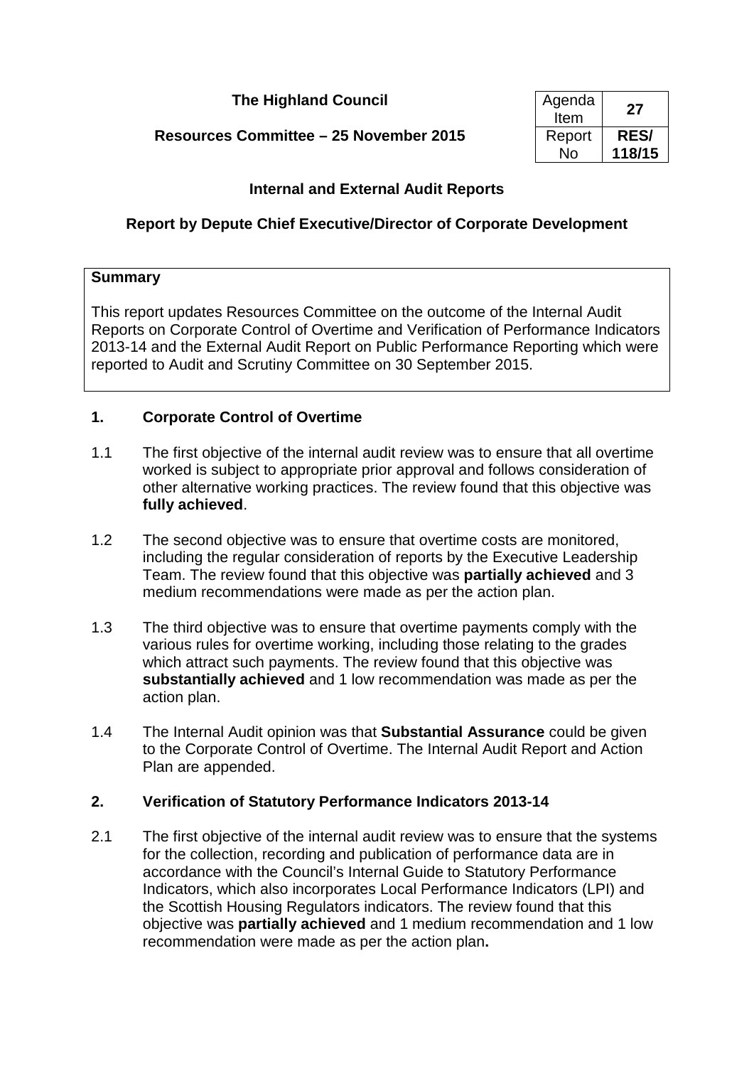**The Highland Council**

**Resources Committee – 25 November 2015**

| Agenda Item | **27** |
|---|---|
| Report No | **RES/ 118/15** |

## Internal and External Audit Reports

### Report by Depute Chief Executive/Director of Corporate Development

**Summary**

This report updates Resources Committee on the outcome of the Internal Audit Reports on Corporate Control of Overtime and Verification of Performance Indicators 2013-14 and the External Audit Report on Public Performance Reporting which were reported to Audit and Scrutiny Committee on 30 September 2015.

### 1. Corporate Control of Overtime

1.1 The first objective of the internal audit review was to ensure that all overtime worked is subject to appropriate prior approval and follows consideration of other alternative working practices. The review found that this objective was **fully achieved**.

1.2 The second objective was to ensure that overtime costs are monitored, including the regular consideration of reports by the Executive Leadership Team. The review found that this objective was **partially achieved** and 3 medium recommendations were made as per the action plan.

1.3 The third objective was to ensure that overtime payments comply with the various rules for overtime working, including those relating to the grades which attract such payments. The review found that this objective was **substantially achieved** and 1 low recommendation was made as per the action plan.

1.4 The Internal Audit opinion was that **Substantial Assurance** could be given to the Corporate Control of Overtime. The Internal Audit Report and Action Plan are appended.

### 2. Verification of Statutory Performance Indicators 2013-14

2.1 The first objective of the internal audit review was to ensure that the systems for the collection, recording and publication of performance data are in accordance with the Council's Internal Guide to Statutory Performance Indicators, which also incorporates Local Performance Indicators (LPI) and the Scottish Housing Regulators indicators. The review found that this objective was **partially achieved** and 1 medium recommendation and 1 low recommendation were made as per the action plan**.**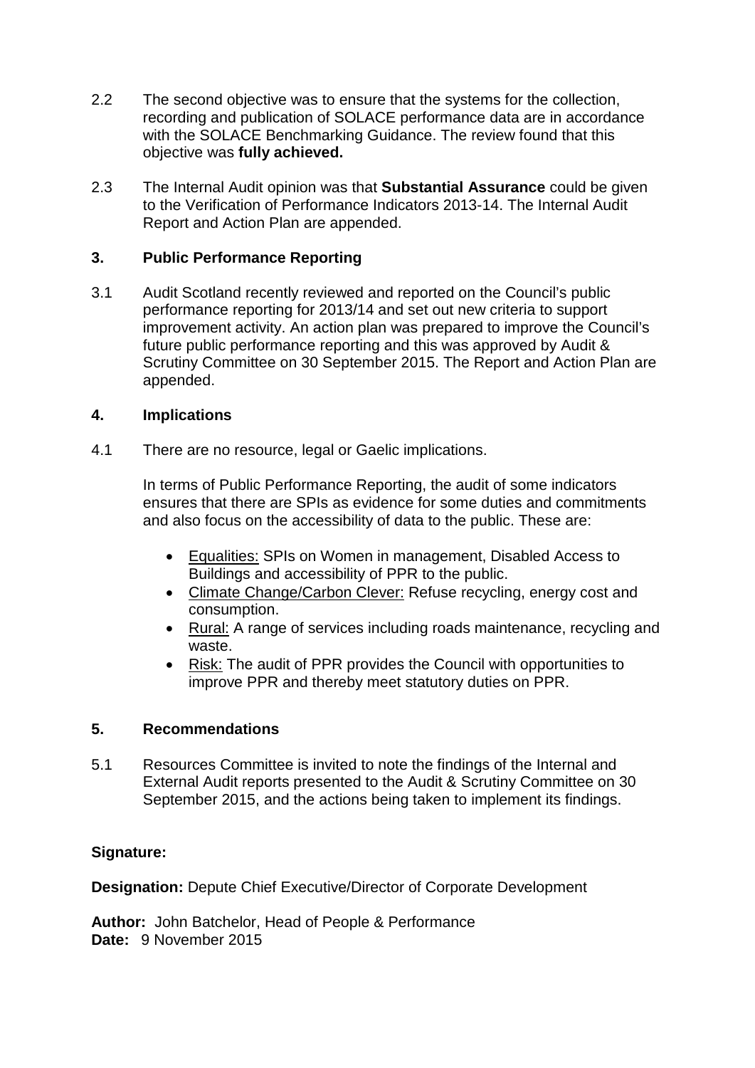2.2 The second objective was to ensure that the systems for the collection, recording and publication of SOLACE performance data are in accordance with the SOLACE Benchmarking Guidance. The review found that this objective was **fully achieved.**

2.3 The Internal Audit opinion was that **Substantial Assurance** could be given to the Verification of Performance Indicators 2013-14. The Internal Audit Report and Action Plan are appended.

## 3. Public Performance Reporting

3.1 Audit Scotland recently reviewed and reported on the Council's public performance reporting for 2013/14 and set out new criteria to support improvement activity. An action plan was prepared to improve the Council's future public performance reporting and this was approved by Audit & Scrutiny Committee on 30 September 2015. The Report and Action Plan are appended.

## 4. Implications

4.1 There are no resource, legal or Gaelic implications.

In terms of Public Performance Reporting, the audit of some indicators ensures that there are SPIs as evidence for some duties and commitments and also focus on the accessibility of data to the public. These are:

- Equalities: SPIs on Women in management, Disabled Access to Buildings and accessibility of PPR to the public.
- Climate Change/Carbon Clever: Refuse recycling, energy cost and consumption.
- Rural: A range of services including roads maintenance, recycling and waste.
- Risk: The audit of PPR provides the Council with opportunities to improve PPR and thereby meet statutory duties on PPR.

## 5. Recommendations

5.1 Resources Committee is invited to note the findings of the Internal and External Audit reports presented to the Audit & Scrutiny Committee on 30 September 2015, and the actions being taken to implement its findings.

**Signature:**

**Designation:** Depute Chief Executive/Director of Corporate Development

**Author:** John Batchelor, Head of People & Performance
**Date:** 9 November 2015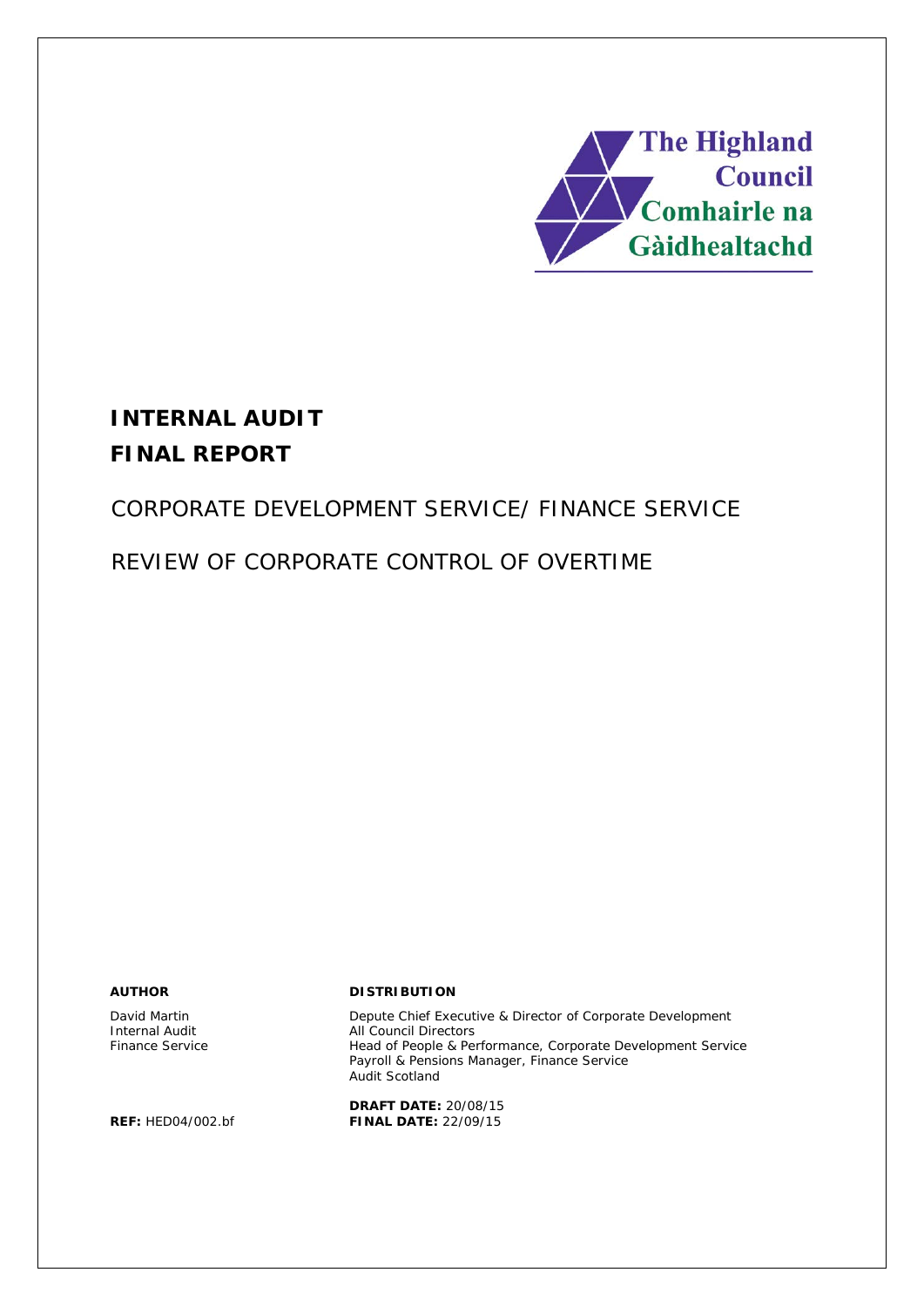The Highland Council
Comhairle na Gàidhealtachd

# INTERNAL AUDIT
# FINAL REPORT

## CORPORATE DEVELOPMENT SERVICE/ FINANCE SERVICE

## REVIEW OF CORPORATE CONTROL OF OVERTIME

**AUTHOR**

David Martin
Internal Audit
Finance Service

**REF:** HED04/002.bf

**DISTRIBUTION**

Depute Chief Executive & Director of Corporate Development
All Council Directors
Head of People & Performance, Corporate Development Service
Payroll & Pensions Manager, Finance Service
Audit Scotland

**DRAFT DATE:** 20/08/15
**FINAL DATE:** 22/09/15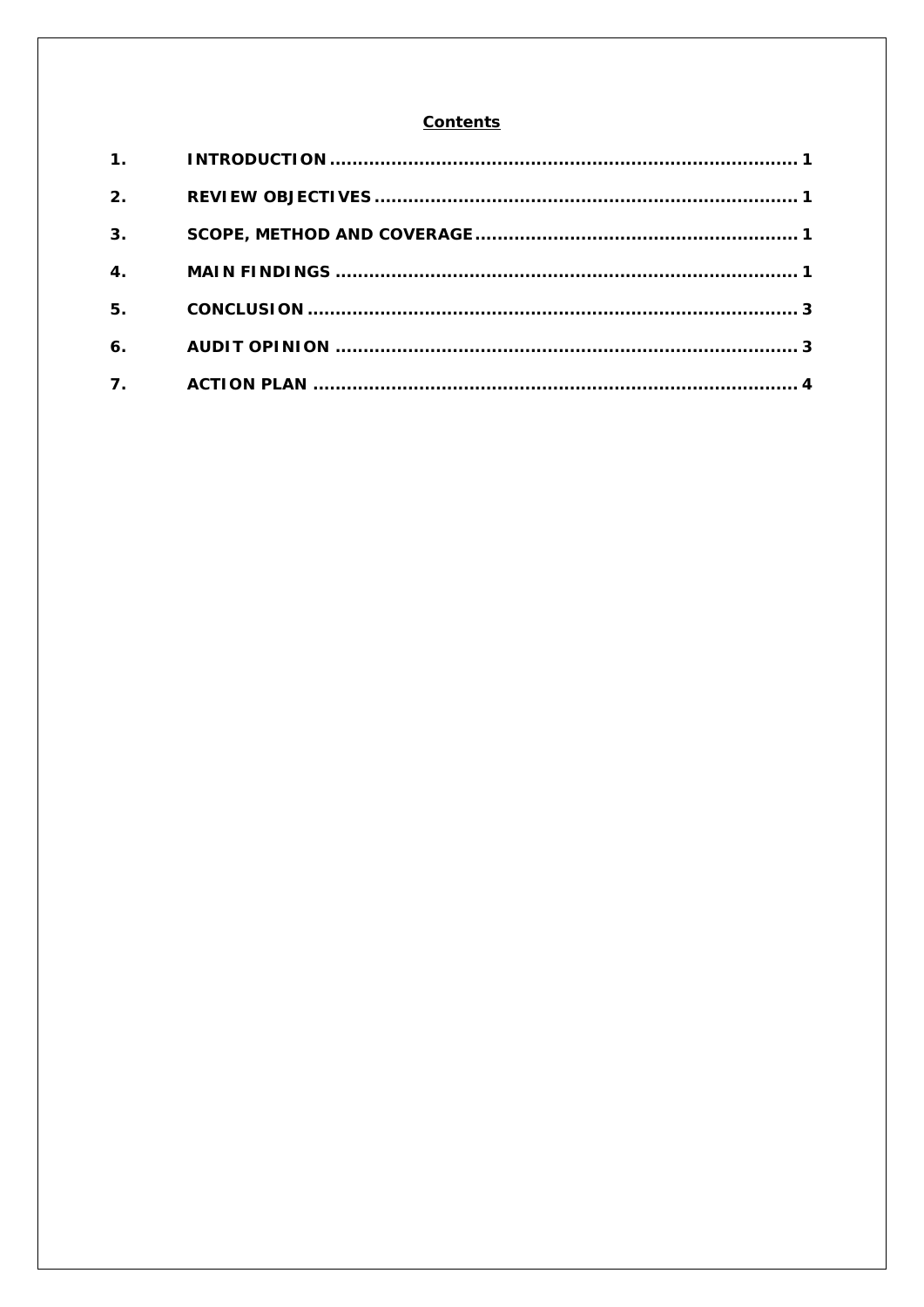## Contents

1. INTRODUCTION .................................................................................. 1
2. REVIEW OBJECTIVES .......................................................................... 1
3. SCOPE, METHOD AND COVERAGE ........................................................ 1
4. MAIN FINDINGS .................................................................................. 1
5. CONCLUSION ...................................................................................... 3
6. AUDIT OPINION .................................................................................. 3
7. ACTION PLAN ..................................................................................... 4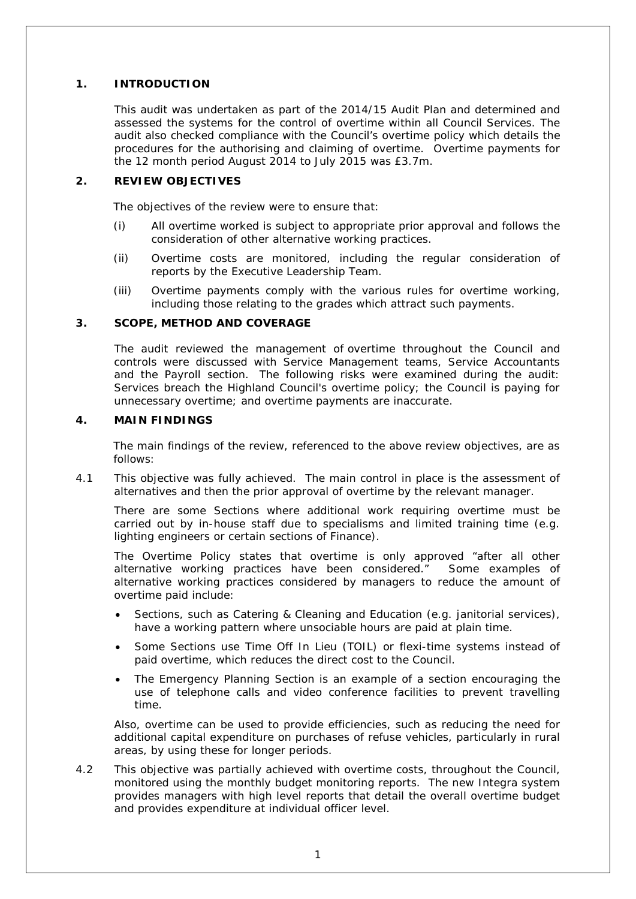## 1. INTRODUCTION

This audit was undertaken as part of the 2014/15 Audit Plan and determined and assessed the systems for the control of overtime within all Council Services. The audit also checked compliance with the Council's overtime policy which details the procedures for the authorising and claiming of overtime. Overtime payments for the 12 month period August 2014 to July 2015 was £3.7m.

## 2. REVIEW OBJECTIVES

The objectives of the review were to ensure that:

(i) All overtime worked is subject to appropriate prior approval and follows the consideration of other alternative working practices.

(ii) Overtime costs are monitored, including the regular consideration of reports by the Executive Leadership Team.

(iii) Overtime payments comply with the various rules for overtime working, including those relating to the grades which attract such payments.

## 3. SCOPE, METHOD AND COVERAGE

The audit reviewed the management of overtime throughout the Council and controls were discussed with Service Management teams, Service Accountants and the Payroll section. The following risks were examined during the audit: Services breach the Highland Council's overtime policy; the Council is paying for unnecessary overtime; and overtime payments are inaccurate.

## 4. MAIN FINDINGS

The main findings of the review, referenced to the above review objectives, are as follows:

4.1 This objective was fully achieved. The main control in place is the assessment of alternatives and then the prior approval of overtime by the relevant manager.

There are some Sections where additional work requiring overtime must be carried out by in-house staff due to specialisms and limited training time (e.g. lighting engineers or certain sections of Finance).

The Overtime Policy states that overtime is only approved "after all other alternative working practices have been considered." Some examples of alternative working practices considered by managers to reduce the amount of overtime paid include:

- Sections, such as Catering & Cleaning and Education (e.g. janitorial services), have a working pattern where unsociable hours are paid at plain time.
- Some Sections use Time Off In Lieu (TOIL) or flexi-time systems instead of paid overtime, which reduces the direct cost to the Council.
- The Emergency Planning Section is an example of a section encouraging the use of telephone calls and video conference facilities to prevent travelling time.

Also, overtime can be used to provide efficiencies, such as reducing the need for additional capital expenditure on purchases of refuse vehicles, particularly in rural areas, by using these for longer periods.

4.2 This objective was partially achieved with overtime costs, throughout the Council, monitored using the monthly budget monitoring reports. The new Integra system provides managers with high level reports that detail the overall overtime budget and provides expenditure at individual officer level.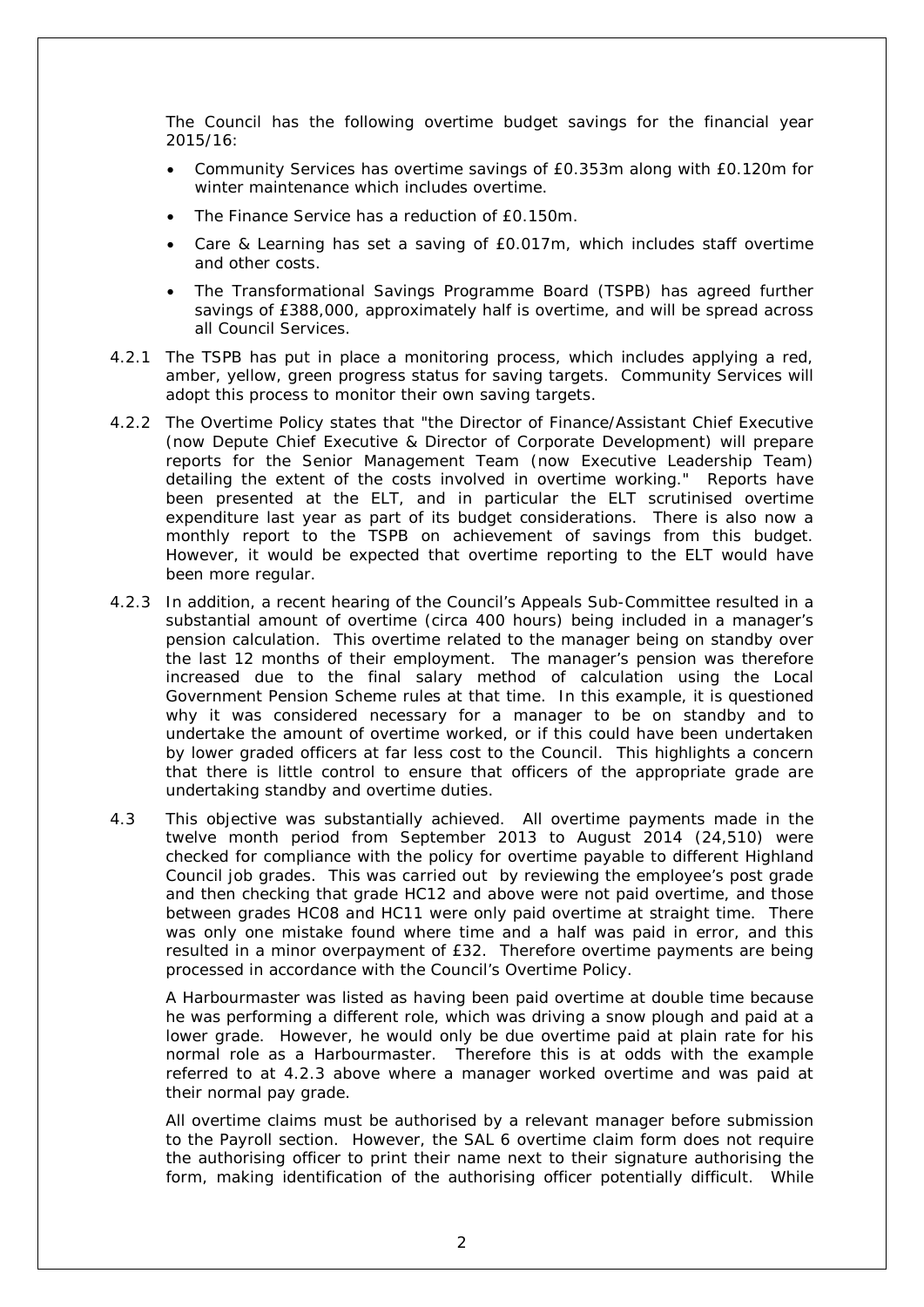The Council has the following overtime budget savings for the financial year 2015/16:

- Community Services has overtime savings of £0.353m along with £0.120m for winter maintenance which includes overtime.
- The Finance Service has a reduction of £0.150m.
- Care & Learning has set a saving of £0.017m, which includes staff overtime and other costs.
- The Transformational Savings Programme Board (TSPB) has agreed further savings of £388,000, approximately half is overtime, and will be spread across all Council Services.

4.2.1 The TSPB has put in place a monitoring process, which includes applying a red, amber, yellow, green progress status for saving targets. Community Services will adopt this process to monitor their own saving targets.

4.2.2 The Overtime Policy states that "the Director of Finance/Assistant Chief Executive (now Depute Chief Executive & Director of Corporate Development) will prepare reports for the Senior Management Team (now Executive Leadership Team) detailing the extent of the costs involved in overtime working." Reports have been presented at the ELT, and in particular the ELT scrutinised overtime expenditure last year as part of its budget considerations. There is also now a monthly report to the TSPB on achievement of savings from this budget. However, it would be expected that overtime reporting to the ELT would have been more regular.

4.2.3 In addition, a recent hearing of the Council's Appeals Sub-Committee resulted in a substantial amount of overtime (circa 400 hours) being included in a manager's pension calculation. This overtime related to the manager being on standby over the last 12 months of their employment. The manager's pension was therefore increased due to the final salary method of calculation using the Local Government Pension Scheme rules at that time. In this example, it is questioned why it was considered necessary for a manager to be on standby and to undertake the amount of overtime worked, or if this could have been undertaken by lower graded officers at far less cost to the Council. This highlights a concern that there is little control to ensure that officers of the appropriate grade are undertaking standby and overtime duties.

4.3 This objective was substantially achieved. All overtime payments made in the twelve month period from September 2013 to August 2014 (24,510) were checked for compliance with the policy for overtime payable to different Highland Council job grades. This was carried out by reviewing the employee's post grade and then checking that grade HC12 and above were not paid overtime, and those between grades HC08 and HC11 were only paid overtime at straight time. There was only one mistake found where time and a half was paid in error, and this resulted in a minor overpayment of £32. Therefore overtime payments are being processed in accordance with the Council's Overtime Policy.

A Harbourmaster was listed as having been paid overtime at double time because he was performing a different role, which was driving a snow plough and paid at a lower grade. However, he would only be due overtime paid at plain rate for his normal role as a Harbourmaster. Therefore this is at odds with the example referred to at 4.2.3 above where a manager worked overtime and was paid at their normal pay grade.

All overtime claims must be authorised by a relevant manager before submission to the Payroll section. However, the SAL 6 overtime claim form does not require the authorising officer to print their name next to their signature authorising the form, making identification of the authorising officer potentially difficult. While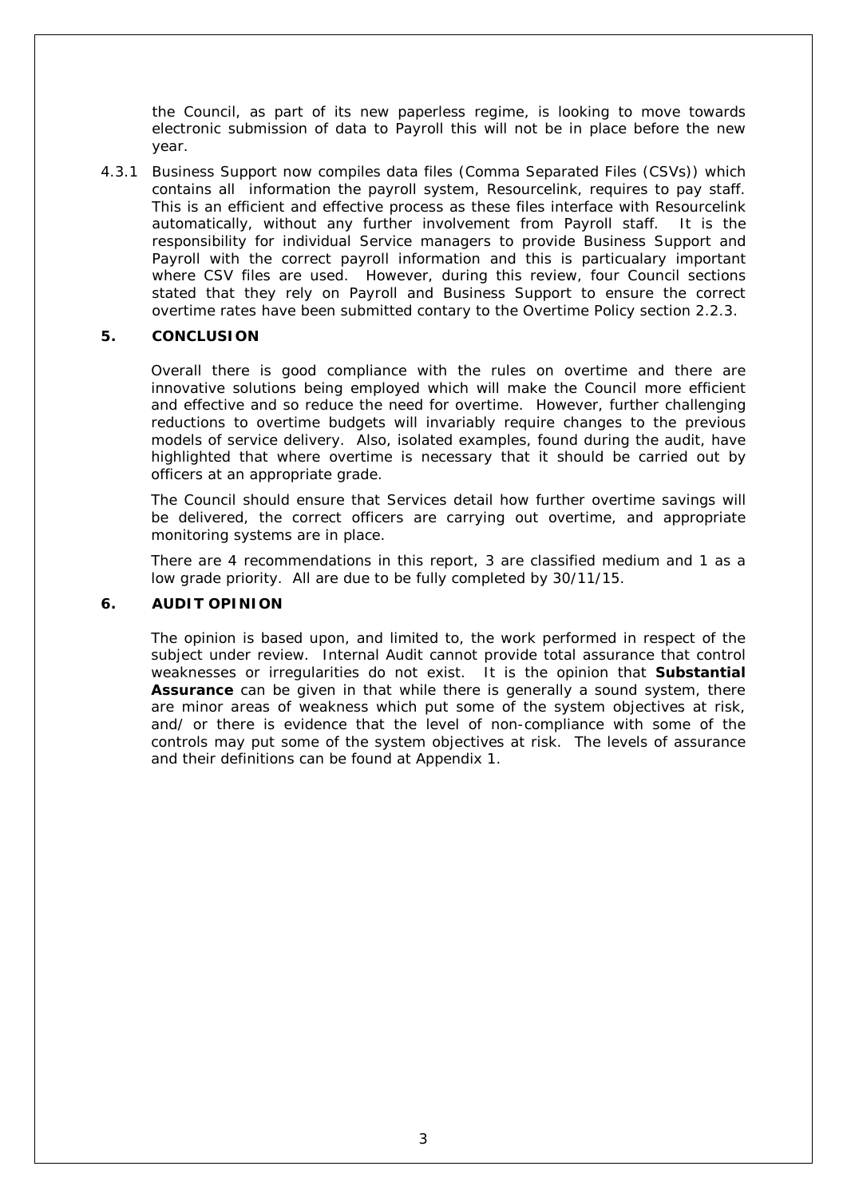the Council, as part of its new paperless regime, is looking to move towards electronic submission of data to Payroll this will not be in place before the new year.

4.3.1 Business Support now compiles data files (Comma Separated Files (CSVs)) which contains all information the payroll system, Resourcelink, requires to pay staff. This is an efficient and effective process as these files interface with Resourcelink automatically, without any further involvement from Payroll staff. It is the responsibility for individual Service managers to provide Business Support and Payroll with the correct payroll information and this is particualary important where CSV files are used. However, during this review, four Council sections stated that they rely on Payroll and Business Support to ensure the correct overtime rates have been submitted contary to the Overtime Policy section 2.2.3.

## 5. CONCLUSION

Overall there is good compliance with the rules on overtime and there are innovative solutions being employed which will make the Council more efficient and effective and so reduce the need for overtime. However, further challenging reductions to overtime budgets will invariably require changes to the previous models of service delivery. Also, isolated examples, found during the audit, have highlighted that where overtime is necessary that it should be carried out by officers at an appropriate grade.

The Council should ensure that Services detail how further overtime savings will be delivered, the correct officers are carrying out overtime, and appropriate monitoring systems are in place.

There are 4 recommendations in this report, 3 are classified medium and 1 as a low grade priority. All are due to be fully completed by 30/11/15.

## 6. AUDIT OPINION

The opinion is based upon, and limited to, the work performed in respect of the subject under review. Internal Audit cannot provide total assurance that control weaknesses or irregularities do not exist. It is the opinion that **Substantial Assurance** can be given in that while there is generally a sound system, there are minor areas of weakness which put some of the system objectives at risk, and/ or there is evidence that the level of non-compliance with some of the controls may put some of the system objectives at risk. The levels of assurance and their definitions can be found at Appendix 1.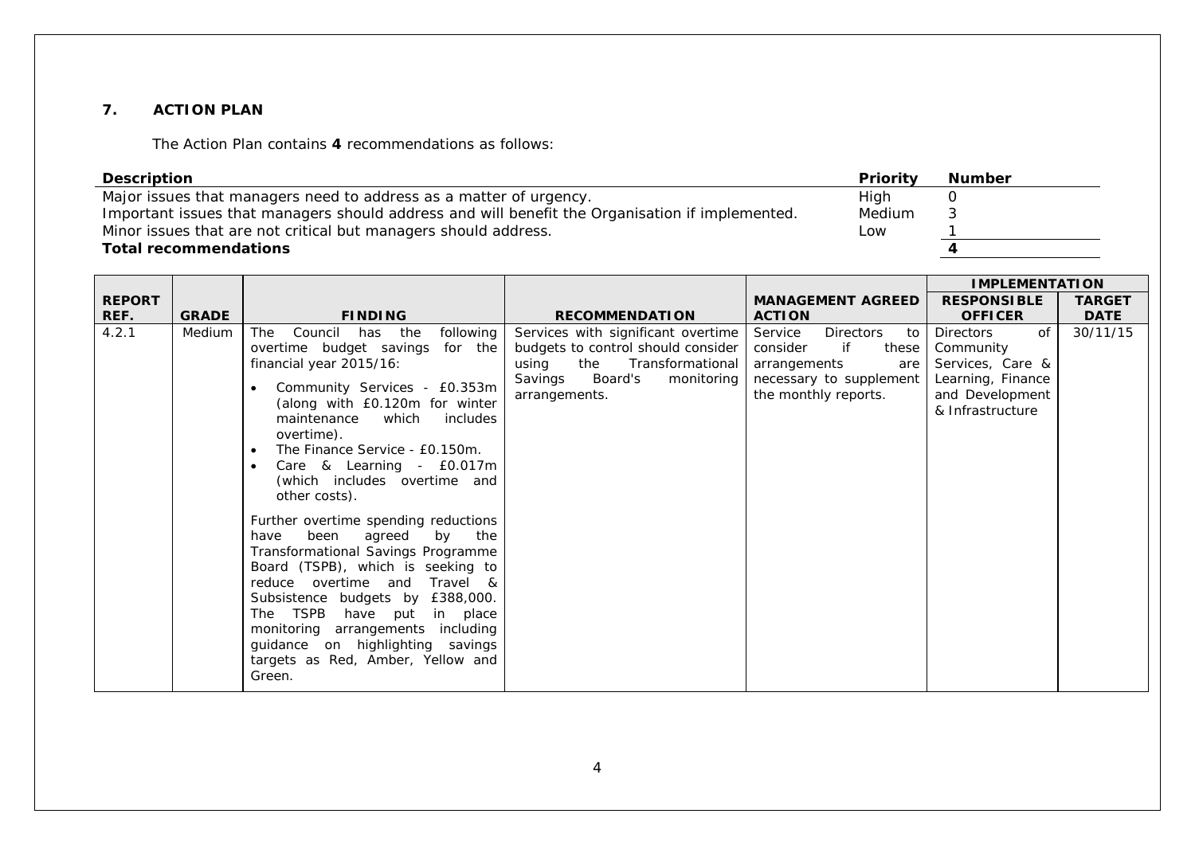## 7. ACTION PLAN

The Action Plan contains **4** recommendations as follows:

| Description | Priority | Number |
|---|---|---|
| Major issues that managers need to address as a matter of urgency. | High | 0 |
| Important issues that managers should address and will benefit the Organisation if implemented. | Medium | 3 |
| Minor issues that are not critical but managers should address. | Low | 1 |
| **Total recommendations** | | **4** |

| REPORT REF. | GRADE | FINDING | RECOMMENDATION | MANAGEMENT AGREED ACTION | IMPLEMENTATION RESPONSIBLE OFFICER | TARGET DATE |
|---|---|---|---|---|---|---|
| 4.2.1 | Medium | The Council has the following overtime budget savings for the financial year 2015/16:<br>• Community Services - £0.353m (along with £0.120m for winter maintenance which includes overtime).<br>• The Finance Service - £0.150m.<br>• Care & Learning - £0.017m (which includes overtime and other costs).<br><br>Further overtime spending reductions have been agreed by the Transformational Savings Programme Board (TSPB), which is seeking to reduce overtime and Travel & Subsistence budgets by £388,000. The TSPB have put in place monitoring arrangements including guidance on highlighting savings targets as Red, Amber, Yellow and Green. | Services with significant overtime budgets to control should consider using the Transformational Savings Board's monitoring arrangements. | Service Directors to consider if these arrangements are necessary to supplement the monthly reports. | Directors of Community Services, Care & Learning, Finance and Development & Infrastructure | 30/11/15 |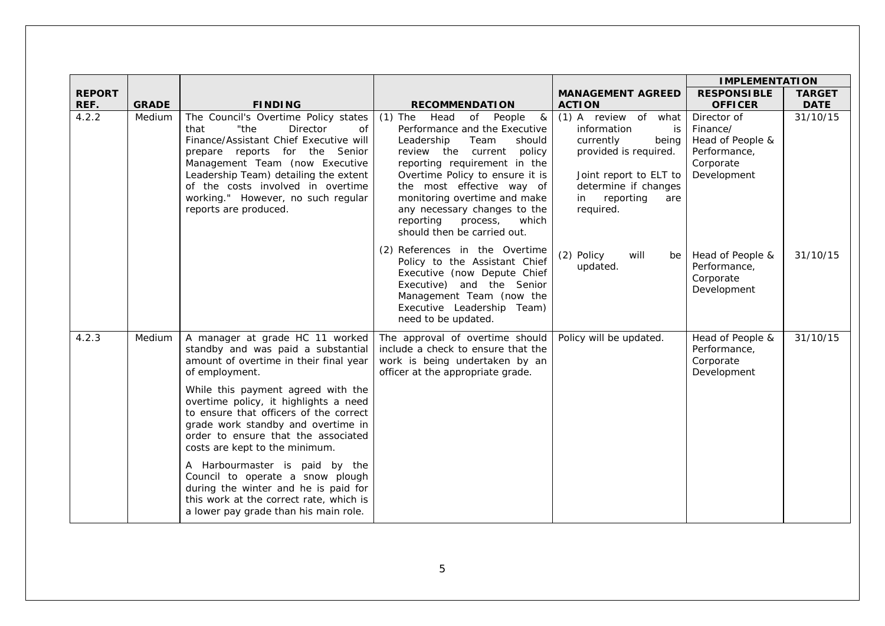| REPORT REF. | GRADE | FINDING | RECOMMENDATION | MANAGEMENT AGREED ACTION | IMPLEMENTATION | |
|---|---|---|---|---|---|---|
| | | | | | RESPONSIBLE OFFICER | TARGET DATE |
| 4.2.2 | Medium | The Council's Overtime Policy states that "the Director of Finance/Assistant Chief Executive will prepare reports for the Senior Management Team (now Executive Leadership Team) detailing the extent of the costs involved in overtime working." However, no such regular reports are produced. | (1) The Head of People & Performance and the Executive Leadership Team should review the current policy reporting requirement in the Overtime Policy to ensure it is the most effective way of monitoring overtime and make any necessary changes to the reporting process, which should then be carried out. | (1) A review of what information is currently being provided is required.<br><br>Joint report to ELT to determine if changes in reporting are required. | Director of Finance/ Head of People & Performance, Corporate Development | 31/10/15 |
| | | | (2) References in the Overtime Policy to the Assistant Chief Executive (now Depute Chief Executive) and the Senior Management Team (now the Executive Leadership Team) need to be updated. | (2) Policy will be updated. | Head of People & Performance, Corporate Development | 31/10/15 |
| 4.2.3 | Medium | A manager at grade HC 11 worked standby and was paid a substantial amount of overtime in their final year of employment.<br><br>While this payment agreed with the overtime policy, it highlights a need to ensure that officers of the correct grade work standby and overtime in order to ensure that the associated costs are kept to the minimum.<br><br>A Harbourmaster is paid by the Council to operate a snow plough during the winter and he is paid for this work at the correct rate, which is a lower pay grade than his main role. | The approval of overtime should include a check to ensure that the work is being undertaken by an officer at the appropriate grade. | Policy will be updated. | Head of People & Performance, Corporate Development | 31/10/15 |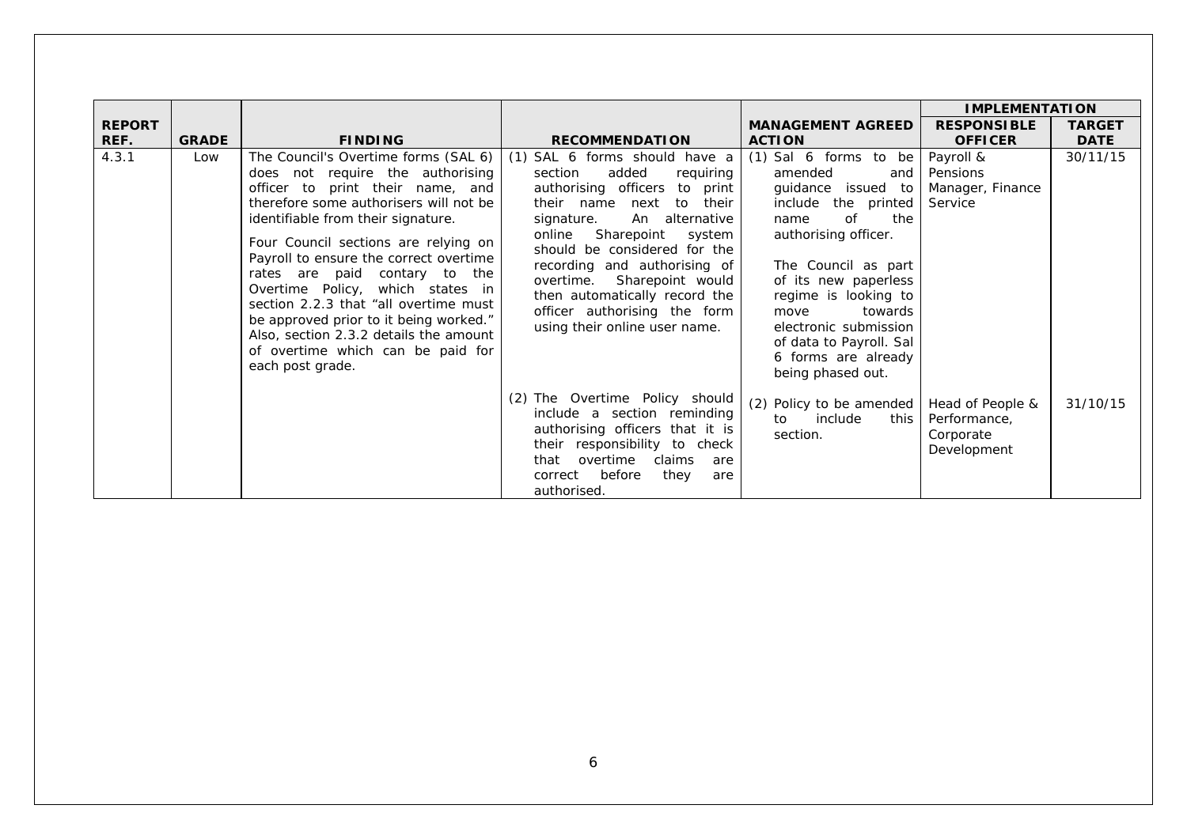| REPORT REF. | GRADE | FINDING | RECOMMENDATION | MANAGEMENT AGREED ACTION | IMPLEMENTATION | |
|---|---|---|---|---|---|---|
| | | | | | RESPONSIBLE OFFICER | TARGET DATE |
| 4.3.1 | Low | The Council's Overtime forms (SAL 6) does not require the authorising officer to print their name, and therefore some authorisers will not be identifiable from their signature.<br><br>Four Council sections are relying on Payroll to ensure the correct overtime rates are paid contary to the Overtime Policy, which states in section 2.2.3 that "all overtime must be approved prior to it being worked." Also, section 2.3.2 details the amount of overtime which can be paid for each post grade. | (1) SAL 6 forms should have a section added requiring authorising officers to print their name next to their signature. An alternative online Sharepoint system should be considered for the recording and authorising of overtime. Sharepoint would then automatically record the officer authorising the form using their online user name. | (1) Sal 6 forms to be amended and guidance issued to include the printed name of the authorising officer.<br><br>The Council as part of its new paperless regime is looking to move towards electronic submission of data to Payroll. Sal 6 forms are already being phased out. | Payroll & Pensions Manager, Finance Service | 30/11/15 |
| | | | (2) The Overtime Policy should include a section reminding authorising officers that it is their responsibility to check that overtime claims are correct before they are authorised. | (2) Policy to be amended to include this section. | Head of People & Performance, Corporate Development | 31/10/15 |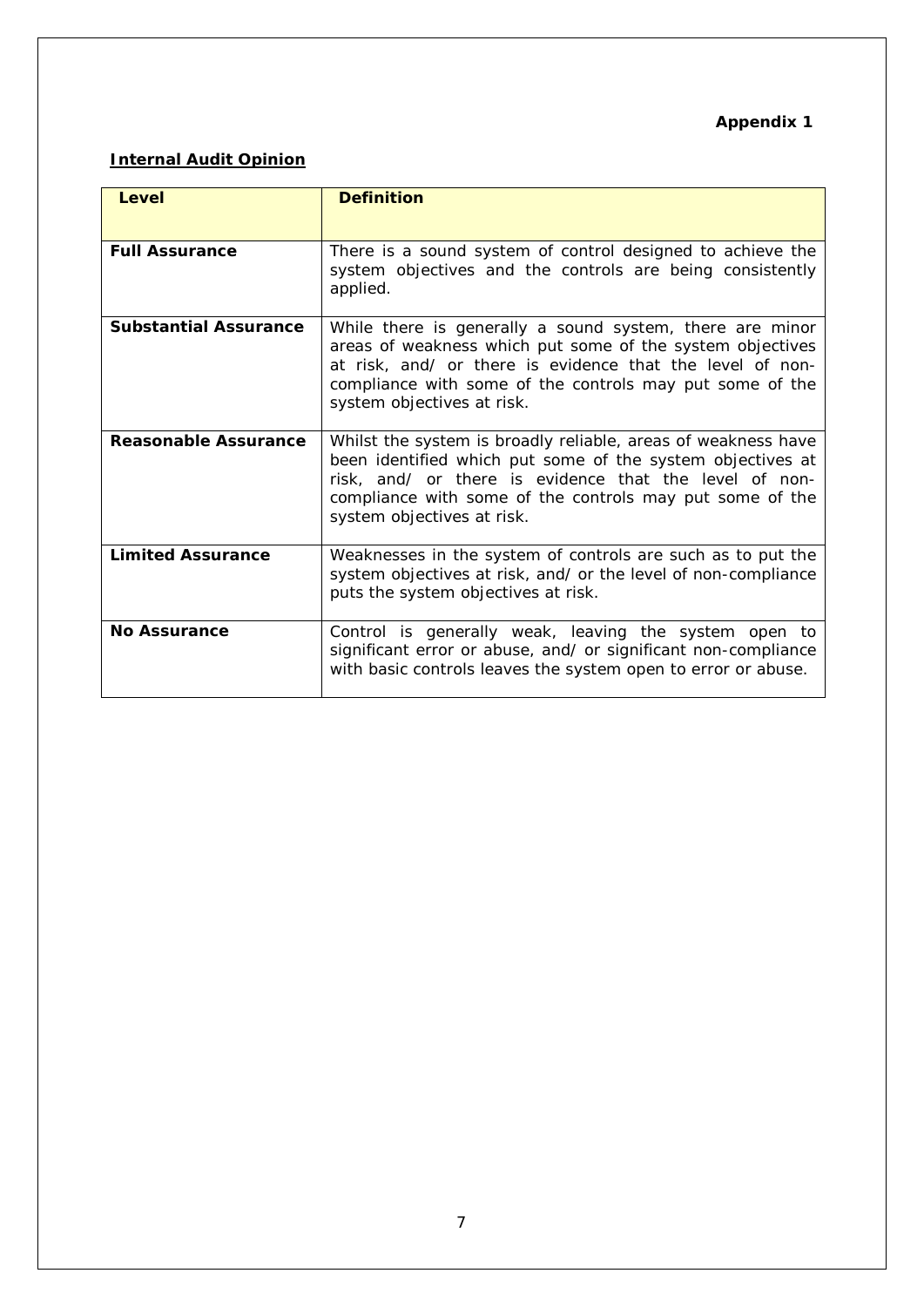**Appendix 1**

**Internal Audit Opinion**

| **Level** | **Definition** |
| --- | --- |
| **Full Assurance** | There is a sound system of control designed to achieve the system objectives and the controls are being consistently applied. |
| **Substantial Assurance** | While there is generally a sound system, there are minor areas of weakness which put some of the system objectives at risk, and/ or there is evidence that the level of non-compliance with some of the controls may put some of the system objectives at risk. |
| **Reasonable Assurance** | Whilst the system is broadly reliable, areas of weakness have been identified which put some of the system objectives at risk, and/ or there is evidence that the level of non-compliance with some of the controls may put some of the system objectives at risk. |
| **Limited Assurance** | Weaknesses in the system of controls are such as to put the system objectives at risk, and/ or the level of non-compliance puts the system objectives at risk. |
| **No Assurance** | Control is generally weak, leaving the system open to significant error or abuse, and/ or significant non-compliance with basic controls leaves the system open to error or abuse. |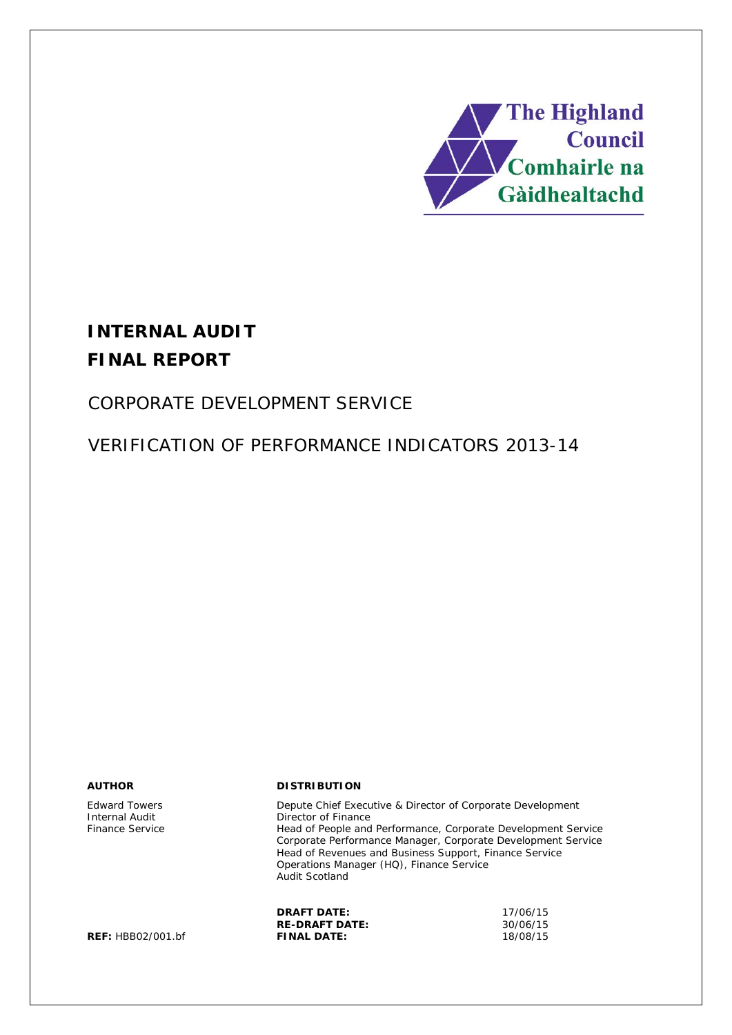The Highland Council
Comhairle na Gàidhealtachd

# INTERNAL AUDIT

# FINAL REPORT

## CORPORATE DEVELOPMENT SERVICE

## VERIFICATION OF PERFORMANCE INDICATORS 2013-14

| **AUTHOR** | **DISTRIBUTION** |
|---|---|
| Edward Towers<br>Internal Audit<br>Finance Service | Depute Chief Executive & Director of Corporate Development<br>Director of Finance<br>Head of People and Performance, Corporate Development Service<br>Corporate Performance Manager, Corporate Development Service<br>Head of Revenues and Business Support, Finance Service<br>Operations Manager (HQ), Finance Service<br>Audit Scotland |

| | | |
|---|---|---|
| | **DRAFT DATE:** | 17/06/15 |
| | **RE-DRAFT DATE:** | 30/06/15 |
| **REF:** HBB02/001.bf | **FINAL DATE:** | 18/08/15 |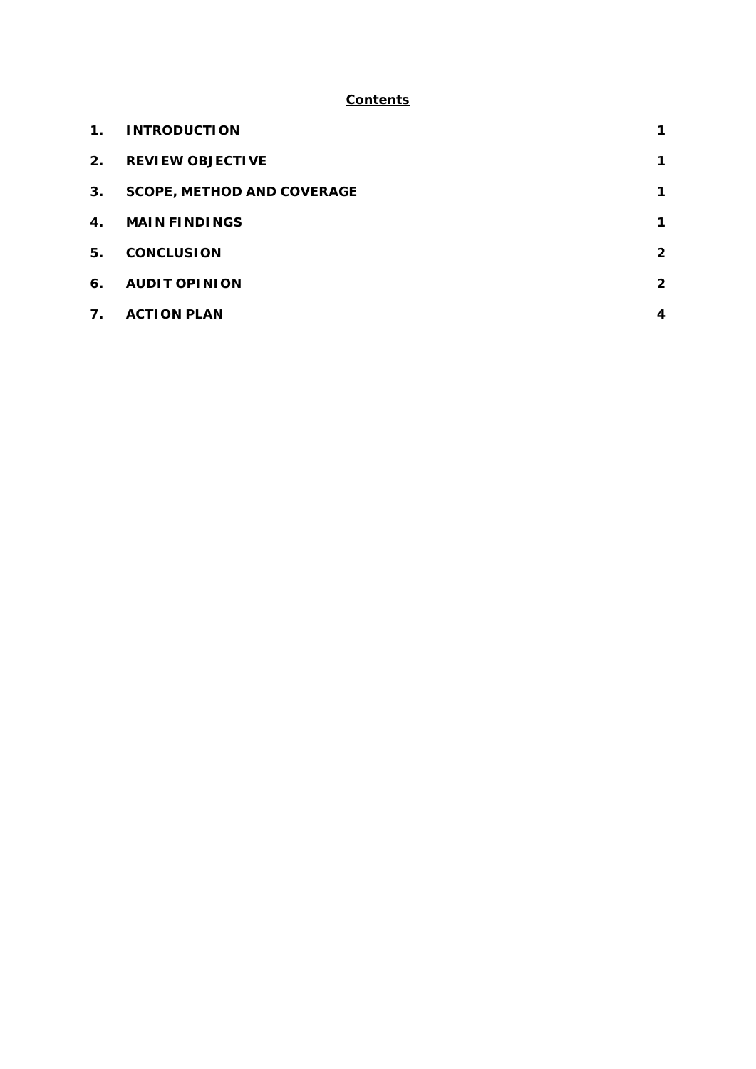## Contents

| | | |
|---|---|---|
| 1. | INTRODUCTION | 1 |
| 2. | REVIEW OBJECTIVE | 1 |
| 3. | SCOPE, METHOD AND COVERAGE | 1 |
| 4. | MAIN FINDINGS | 1 |
| 5. | CONCLUSION | 2 |
| 6. | AUDIT OPINION | 2 |
| 7. | ACTION PLAN | 4 |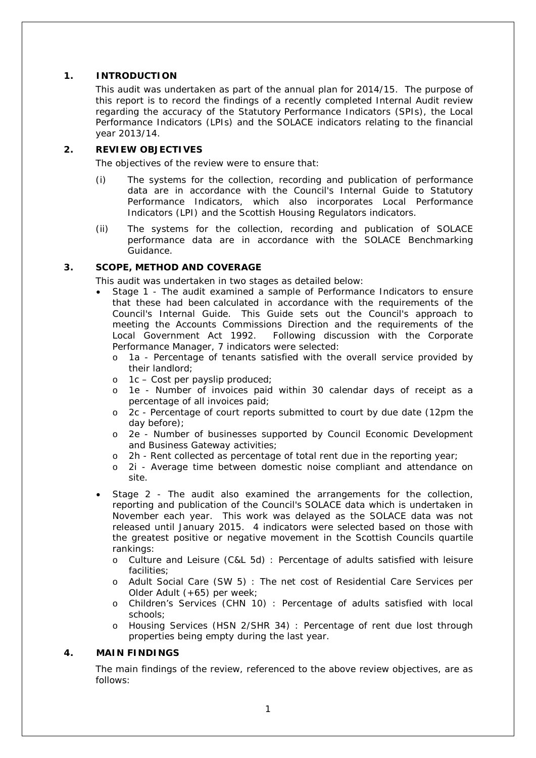## 1. INTRODUCTION

This audit was undertaken as part of the annual plan for 2014/15. The purpose of this report is to record the findings of a recently completed Internal Audit review regarding the accuracy of the Statutory Performance Indicators (SPIs), the Local Performance Indicators (LPIs) and the SOLACE indicators relating to the financial year 2013/14.

## 2. REVIEW OBJECTIVES

The objectives of the review were to ensure that:

(i) The systems for the collection, recording and publication of performance data are in accordance with the Council's Internal Guide to Statutory Performance Indicators, which also incorporates Local Performance Indicators (LPI) and the Scottish Housing Regulators indicators.

(ii) The systems for the collection, recording and publication of SOLACE performance data are in accordance with the SOLACE Benchmarking Guidance.

## 3. SCOPE, METHOD AND COVERAGE

This audit was undertaken in two stages as detailed below:

- Stage 1 - The audit examined a sample of Performance Indicators to ensure that these had been calculated in accordance with the requirements of the Council's Internal Guide. This Guide sets out the Council's approach to meeting the Accounts Commissions Direction and the requirements of the Local Government Act 1992. Following discussion with the Corporate Performance Manager, 7 indicators were selected:
  - 1a - Percentage of tenants satisfied with the overall service provided by their landlord;
  - 1c – Cost per payslip produced;
  - 1e - Number of invoices paid within 30 calendar days of receipt as a percentage of all invoices paid;
  - 2c - Percentage of court reports submitted to court by due date (12pm the day before);
  - 2e - Number of businesses supported by Council Economic Development and Business Gateway activities;
  - 2h - Rent collected as percentage of total rent due in the reporting year;
  - 2i - Average time between domestic noise compliant and attendance on site.
- Stage 2 - The audit also examined the arrangements for the collection, reporting and publication of the Council's SOLACE data which is undertaken in November each year. This work was delayed as the SOLACE data was not released until January 2015. 4 indicators were selected based on those with the greatest positive or negative movement in the Scottish Councils quartile rankings:
  - Culture and Leisure (C&L 5d) : Percentage of adults satisfied with leisure facilities;
  - Adult Social Care (SW 5) : The net cost of Residential Care Services per Older Adult (+65) per week;
  - Children's Services (CHN 10) : Percentage of adults satisfied with local schools;
  - Housing Services (HSN 2/SHR 34) : Percentage of rent due lost through properties being empty during the last year.

## 4. MAIN FINDINGS

The main findings of the review, referenced to the above review objectives, are as follows: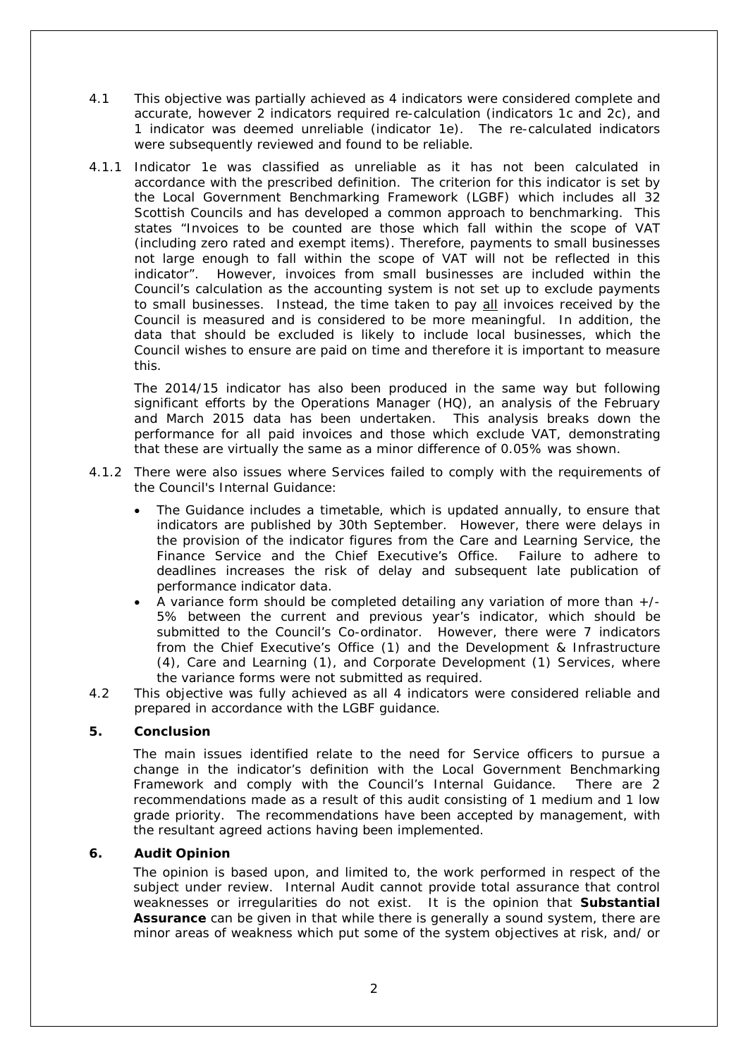4.1 This objective was partially achieved as 4 indicators were considered complete and accurate, however 2 indicators required re-calculation (indicators 1c and 2c), and 1 indicator was deemed unreliable (indicator 1e). The re-calculated indicators were subsequently reviewed and found to be reliable.

4.1.1 Indicator 1e was classified as unreliable as it has not been calculated in accordance with the prescribed definition. The criterion for this indicator is set by the Local Government Benchmarking Framework (LGBF) which includes all 32 Scottish Councils and has developed a common approach to benchmarking. This states "Invoices to be counted are those which fall within the scope of VAT (including zero rated and exempt items). Therefore, payments to small businesses not large enough to fall within the scope of VAT will not be reflected in this indicator". However, invoices from small businesses are included within the Council's calculation as the accounting system is not set up to exclude payments to small businesses. Instead, the time taken to pay <u>all</u> invoices received by the Council is measured and is considered to be more meaningful. In addition, the data that should be excluded is likely to include local businesses, which the Council wishes to ensure are paid on time and therefore it is important to measure this.

The 2014/15 indicator has also been produced in the same way but following significant efforts by the Operations Manager (HQ), an analysis of the February and March 2015 data has been undertaken. This analysis breaks down the performance for all paid invoices and those which exclude VAT, demonstrating that these are virtually the same as a minor difference of 0.05% was shown.

4.1.2 There were also issues where Services failed to comply with the requirements of the Council's Internal Guidance:

- The Guidance includes a timetable, which is updated annually, to ensure that indicators are published by 30th September. However, there were delays in the provision of the indicator figures from the Care and Learning Service, the Finance Service and the Chief Executive's Office. Failure to adhere to deadlines increases the risk of delay and subsequent late publication of performance indicator data.
- A variance form should be completed detailing any variation of more than +/- 5% between the current and previous year's indicator, which should be submitted to the Council's Co-ordinator. However, there were 7 indicators from the Chief Executive's Office (1) and the Development & Infrastructure (4), Care and Learning (1), and Corporate Development (1) Services, where the variance forms were not submitted as required.

4.2 This objective was fully achieved as all 4 indicators were considered reliable and prepared in accordance with the LGBF guidance.

## 5. Conclusion

The main issues identified relate to the need for Service officers to pursue a change in the indicator's definition with the Local Government Benchmarking Framework and comply with the Council's Internal Guidance. There are 2 recommendations made as a result of this audit consisting of 1 medium and 1 low grade priority. The recommendations have been accepted by management, with the resultant agreed actions having been implemented.

## 6. Audit Opinion

The opinion is based upon, and limited to, the work performed in respect of the subject under review. Internal Audit cannot provide total assurance that control weaknesses or irregularities do not exist. It is the opinion that **Substantial Assurance** can be given in that while there is generally a sound system, there are minor areas of weakness which put some of the system objectives at risk, and/ or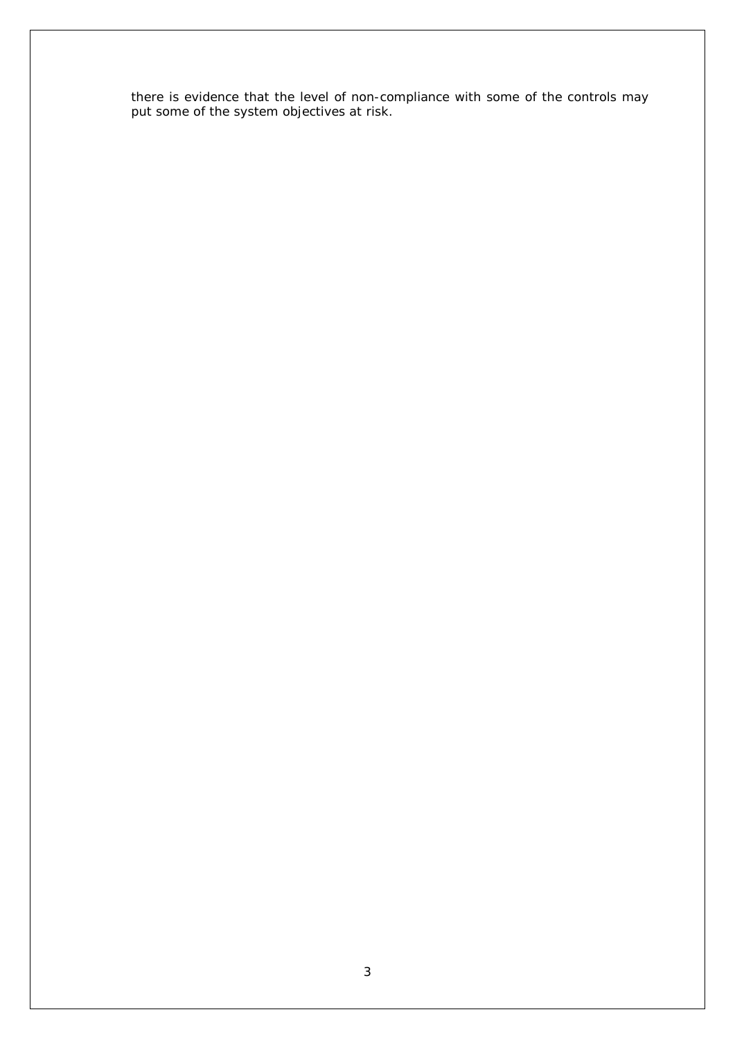there is evidence that the level of non-compliance with some of the controls may put some of the system objectives at risk.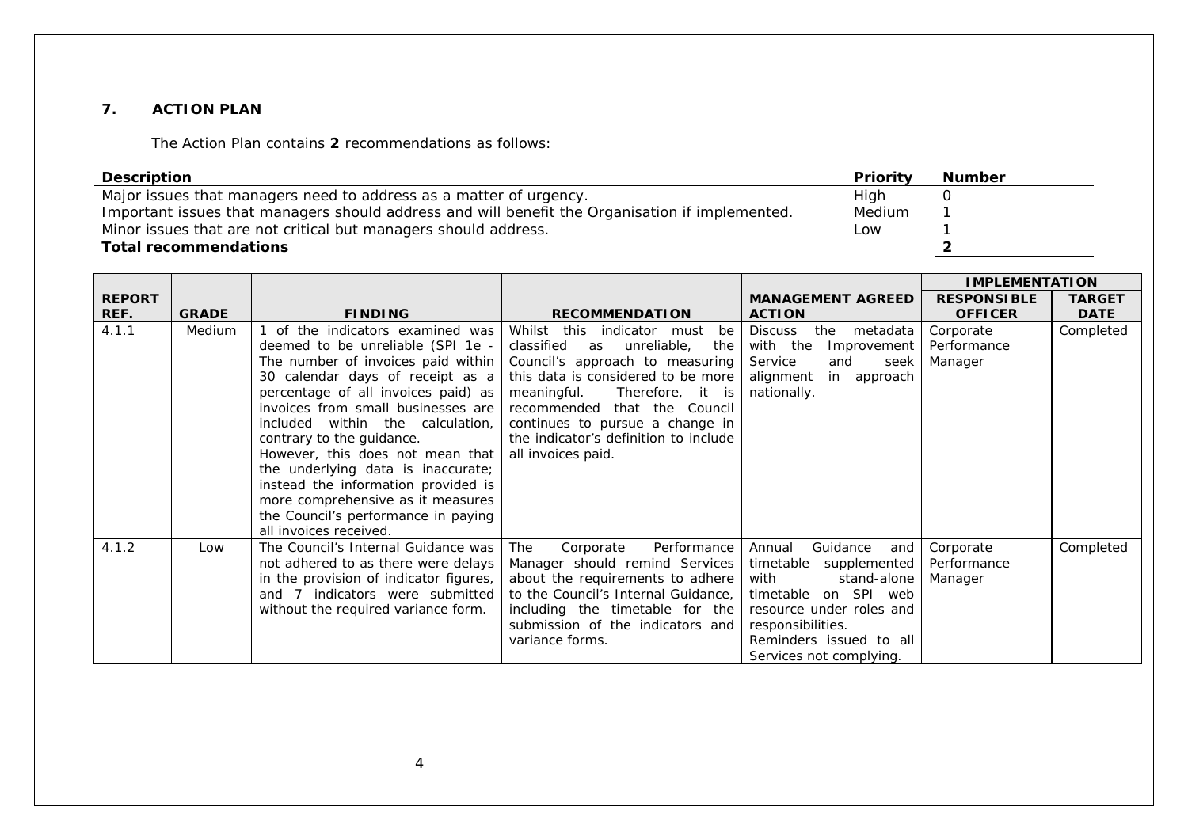## 7. ACTION PLAN

The Action Plan contains **2** recommendations as follows:

| Description | Priority | Number |
|---|---|---|
| Major issues that managers need to address as a matter of urgency. | High | 0 |
| Important issues that managers should address and will benefit the Organisation if implemented. | Medium | 1 |
| Minor issues that are not critical but managers should address. | Low | 1 |
| **Total recommendations** | | **2** |

| REPORT REF. | GRADE | FINDING | RECOMMENDATION | MANAGEMENT AGREED ACTION | IMPLEMENTATION | |
|---|---|---|---|---|---|---|
| | | | | | RESPONSIBLE OFFICER | TARGET DATE |
| 4.1.1 | Medium | 1 of the indicators examined was deemed to be unreliable (SPI 1e - The number of invoices paid within 30 calendar days of receipt as a percentage of all invoices paid) as invoices from small businesses are included within the calculation, contrary to the guidance. However, this does not mean that the underlying data is inaccurate; instead the information provided is more comprehensive as it measures the Council's performance in paying all invoices received. | Whilst this indicator must be classified as unreliable, the Council's approach to measuring this data is considered to be more meaningful. Therefore, it is recommended that the Council continues to pursue a change in the indicator's definition to include all invoices paid. | Discuss the metadata with the Improvement Service and seek alignment in approach nationally. | Corporate Performance Manager | Completed |
| 4.1.2 | Low | The Council's Internal Guidance was not adhered to as there were delays in the provision of indicator figures, and 7 indicators were submitted without the required variance form. | The Corporate Performance Manager should remind Services about the requirements to adhere to the Council's Internal Guidance, including the timetable for the submission of the indicators and variance forms. | Annual Guidance and timetable supplemented with stand-alone timetable on SPI web resource under roles and responsibilities. Reminders issued to all Services not complying. | Corporate Performance Manager | Completed |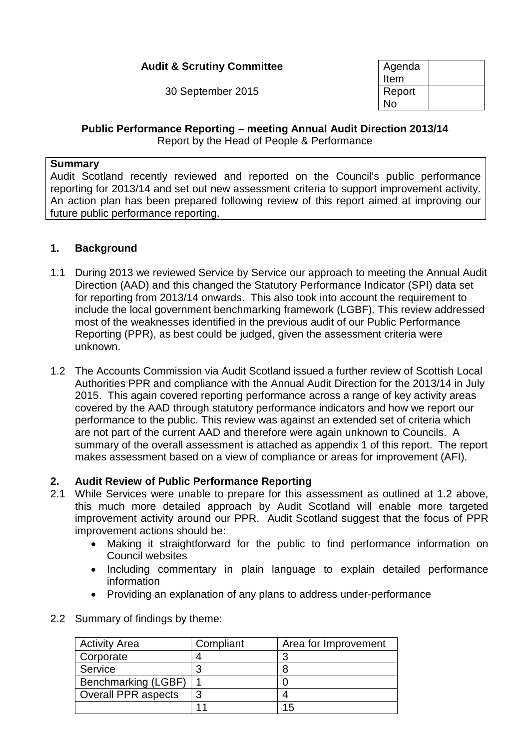**Audit & Scrutiny Committee**

30 September 2015

| Agenda Item | |
|---|---|
| Report No | |

**Public Performance Reporting – meeting Annual Audit Direction 2013/14**
Report by the Head of People & Performance

| **Summary** |
|---|
| Audit Scotland recently reviewed and reported on the Council's public performance reporting for 2013/14 and set out new assessment criteria to support improvement activity. An action plan has been prepared following review of this report aimed at improving our future public performance reporting. |

## 1. Background

1.1 During 2013 we reviewed Service by Service our approach to meeting the Annual Audit Direction (AAD) and this changed the Statutory Performance Indicator (SPI) data set for reporting from 2013/14 onwards. This also took into account the requirement to include the local government benchmarking framework (LGBF). This review addressed most of the weaknesses identified in the previous audit of our Public Performance Reporting (PPR), as best could be judged, given the assessment criteria were unknown.

1.2 The Accounts Commission via Audit Scotland issued a further review of Scottish Local Authorities PPR and compliance with the Annual Audit Direction for the 2013/14 in July 2015. This again covered reporting performance across a range of key activity areas covered by the AAD through statutory performance indicators and how we report our performance to the public. This review was against an extended set of criteria which are not part of the current AAD and therefore were again unknown to Councils. A summary of the overall assessment is attached as appendix 1 of this report. The report makes assessment based on a view of compliance or areas for improvement (AFI).

## 2. Audit Review of Public Performance Reporting

2.1 While Services were unable to prepare for this assessment as outlined at 1.2 above, this much more detailed approach by Audit Scotland will enable more targeted improvement activity around our PPR. Audit Scotland suggest that the focus of PPR improvement actions should be:

- Making it straightforward for the public to find performance information on Council websites
- Including commentary in plain language to explain detailed performance information
- Providing an explanation of any plans to address under-performance

2.2 Summary of findings by theme:

| Activity Area | Compliant | Area for Improvement |
|---|---|---|
| Corporate | 4 | 3 |
| Service | 3 | 8 |
| Benchmarking (LGBF) | 1 | 0 |
| Overall PPR aspects | 3 | 4 |
| | 11 | 15 |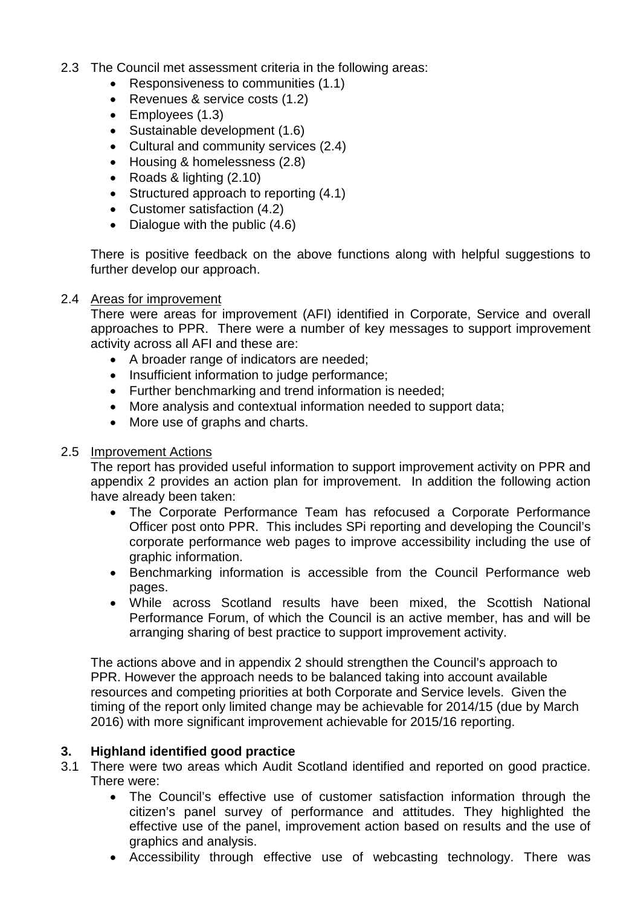2.3 The Council met assessment criteria in the following areas:

- Responsiveness to communities (1.1)
- Revenues & service costs (1.2)
- Employees (1.3)
- Sustainable development (1.6)
- Cultural and community services (2.4)
- Housing & homelessness (2.8)
- Roads & lighting (2.10)
- Structured approach to reporting (4.1)
- Customer satisfaction (4.2)
- Dialogue with the public (4.6)

There is positive feedback on the above functions along with helpful suggestions to further develop our approach.

2.4 Areas for improvement

There were areas for improvement (AFI) identified in Corporate, Service and overall approaches to PPR. There were a number of key messages to support improvement activity across all AFI and these are:

- A broader range of indicators are needed;
- Insufficient information to judge performance;
- Further benchmarking and trend information is needed;
- More analysis and contextual information needed to support data;
- More use of graphs and charts.

2.5 Improvement Actions

The report has provided useful information to support improvement activity on PPR and appendix 2 provides an action plan for improvement. In addition the following action have already been taken:

- The Corporate Performance Team has refocused a Corporate Performance Officer post onto PPR. This includes SPi reporting and developing the Council's corporate performance web pages to improve accessibility including the use of graphic information.
- Benchmarking information is accessible from the Council Performance web pages.
- While across Scotland results have been mixed, the Scottish National Performance Forum, of which the Council is an active member, has and will be arranging sharing of best practice to support improvement activity.

The actions above and in appendix 2 should strengthen the Council's approach to PPR. However the approach needs to be balanced taking into account available resources and competing priorities at both Corporate and Service levels. Given the timing of the report only limited change may be achievable for 2014/15 (due by March 2016) with more significant improvement achievable for 2015/16 reporting.

## 3. Highland identified good practice

3.1 There were two areas which Audit Scotland identified and reported on good practice. There were:

- The Council's effective use of customer satisfaction information through the citizen's panel survey of performance and attitudes. They highlighted the effective use of the panel, improvement action based on results and the use of graphics and analysis.
- Accessibility through effective use of webcasting technology. There was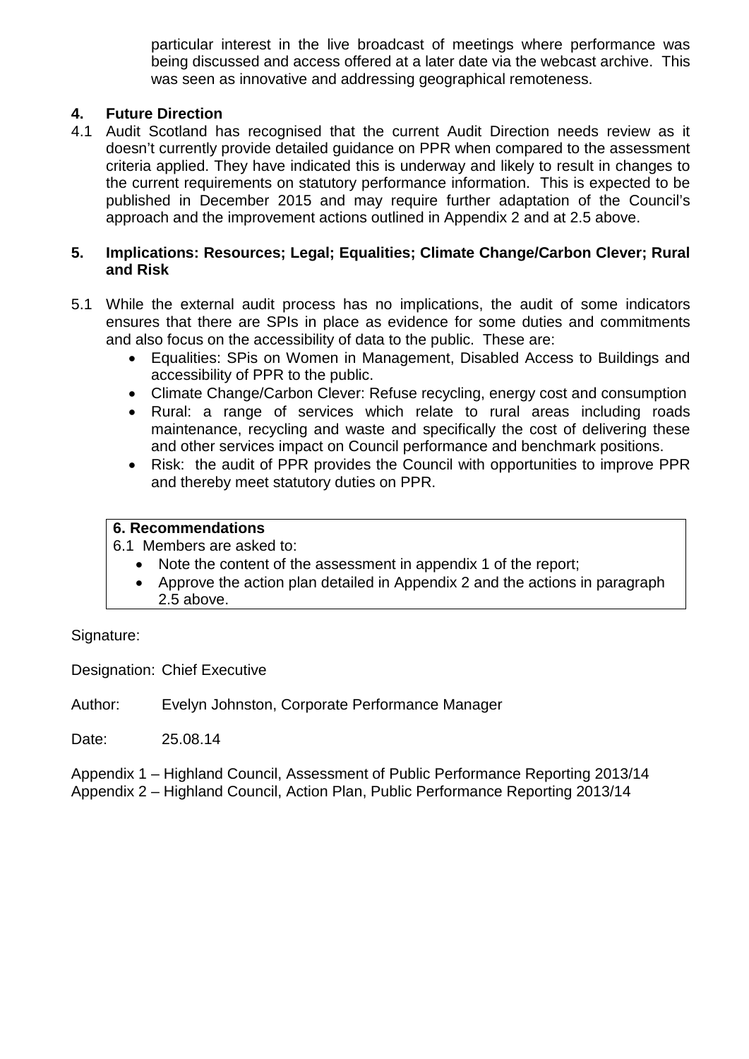particular interest in the live broadcast of meetings where performance was being discussed and access offered at a later date via the webcast archive. This was seen as innovative and addressing geographical remoteness.

## 4. Future Direction

4.1 Audit Scotland has recognised that the current Audit Direction needs review as it doesn't currently provide detailed guidance on PPR when compared to the assessment criteria applied. They have indicated this is underway and likely to result in changes to the current requirements on statutory performance information. This is expected to be published in December 2015 and may require further adaptation of the Council's approach and the improvement actions outlined in Appendix 2 and at 2.5 above.

## 5. Implications: Resources; Legal; Equalities; Climate Change/Carbon Clever; Rural and Risk

5.1 While the external audit process has no implications, the audit of some indicators ensures that there are SPIs in place as evidence for some duties and commitments and also focus on the accessibility of data to the public. These are:

- Equalities: SPis on Women in Management, Disabled Access to Buildings and accessibility of PPR to the public.
- Climate Change/Carbon Clever: Refuse recycling, energy cost and consumption
- Rural: a range of services which relate to rural areas including roads maintenance, recycling and waste and specifically the cost of delivering these and other services impact on Council performance and benchmark positions.
- Risk: the audit of PPR provides the Council with opportunities to improve PPR and thereby meet statutory duties on PPR.

**6. Recommendations**

6.1 Members are asked to:

- Note the content of the assessment in appendix 1 of the report;
- Approve the action plan detailed in Appendix 2 and the actions in paragraph 2.5 above.

Signature:

Designation: Chief Executive

Author: Evelyn Johnston, Corporate Performance Manager

Date: 25.08.14

Appendix 1 – Highland Council, Assessment of Public Performance Reporting 2013/14
Appendix 2 – Highland Council, Action Plan, Public Performance Reporting 2013/14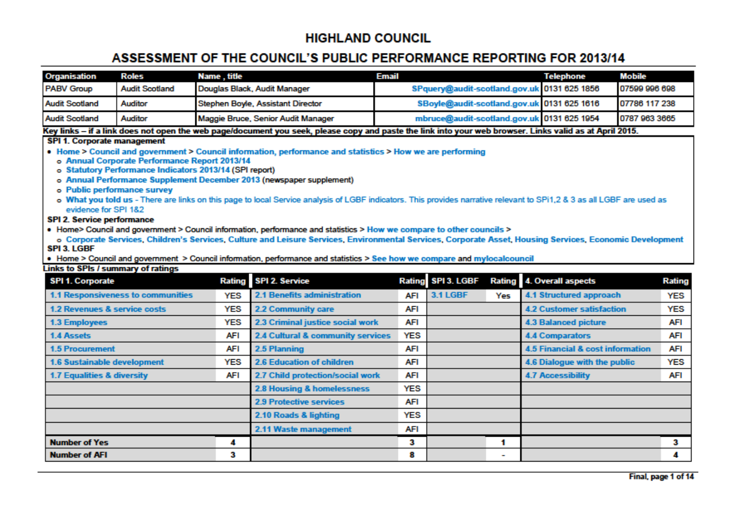# HIGHLAND COUNCIL

## ASSESSMENT OF THE COUNCIL'S PUBLIC PERFORMANCE REPORTING FOR 2013/14

| Organisation | Roles | Name , title | Email | Telephone | Mobile |
|---|---|---|---|---|---|
| PABV Group | Audit Scotland | Douglas Black, Audit Manager | SPquery@audit-scotland.gov.uk | 0131 625 1856 | 07599 996 698 |
| Audit Scotland | Auditor | Stephen Boyle, Assistant Director | SBoyle@audit-scotland.gov.uk | 0131 625 1616 | 07786 117 238 |
| Audit Scotland | Auditor | Maggie Bruce, Senior Audit Manager | mbruce@audit-scotland.gov.uk | 0131 625 1954 | 0787 963 3665 |

**Key links – if a link does not open the web page/document you seek, please copy and paste the link into your web browser. Links valid as at April 2015.**

**SPI 1. Corporate management**

- Home > Council and government > Council information, performance and statistics > How we are performing
  - Annual Corporate Performance Report 2013/14
  - Statutory Performance Indicators 2013/14 (SPI report)
  - Annual Performance Supplement December 2013 (newspaper supplement)
  - Public performance survey
  - What you told us - There are links on this page to local Service analysis of LGBF indicators. This provides narrative relevant to SPi1,2 & 3 as all LGBF are used as evidence for SPI 1&2

**SPI 2. Service performance**

- Home> Council and government > Council information, performance and statistics > How we compare to other councils >
  - Corporate Services, Children's Services, Culture and Leisure Services, Environmental Services, Corporate Asset, Housing Services, Economic Development

**SPI 3. LGBF**

- Home > Council and government > Council information, performance and statistics > See how we compare and mylocalcouncil

**Links to SPIs / summary of ratings**

| SPI 1. Corporate | Rating | SPI 2. Service | Rating | SPI 3. LGBF | Rating | 4. Overall aspects | Rating |
|---|---|---|---|---|---|---|---|
| 1.1 Responsiveness to communities | YES | 2.1 Benefits administration | AFI | 3.1 LGBF | Yes | 4.1 Structured approach | YES |
| 1.2 Revenues & service costs | YES | 2.2 Community care | AFI | | | 4.2 Customer satisfaction | YES |
| 1.3 Employees | YES | 2.3 Criminal justice social work | AFI | | | 4.3 Balanced picture | AFI |
| 1.4 Assets | AFI | 2.4 Cultural & community services | YES | | | 4.4 Comparators | AFI |
| 1.5 Procurement | AFI | 2.5 Planning | AFI | | | 4.5 Financial & cost information | AFI |
| 1.6 Sustainable development | YES | 2.6 Education of children | AFI | | | 4.6 Dialogue with the public | YES |
| 1.7 Equalities & diversity | AFI | 2.7 Child protection/social work | AFI | | | 4.7 Accessibility | AFI |
| | | 2.8 Housing & homelessness | YES | | | | |
| | | 2.9 Protective services | AFI | | | | |
| | | 2.10 Roads & lighting | YES | | | | |
| | | 2.11 Waste management | AFI | | | | |
| **Number of Yes** | **4** | | **3** | | **1** | | **3** |
| **Number of AFI** | **3** | | **8** | | **-** | | **4** |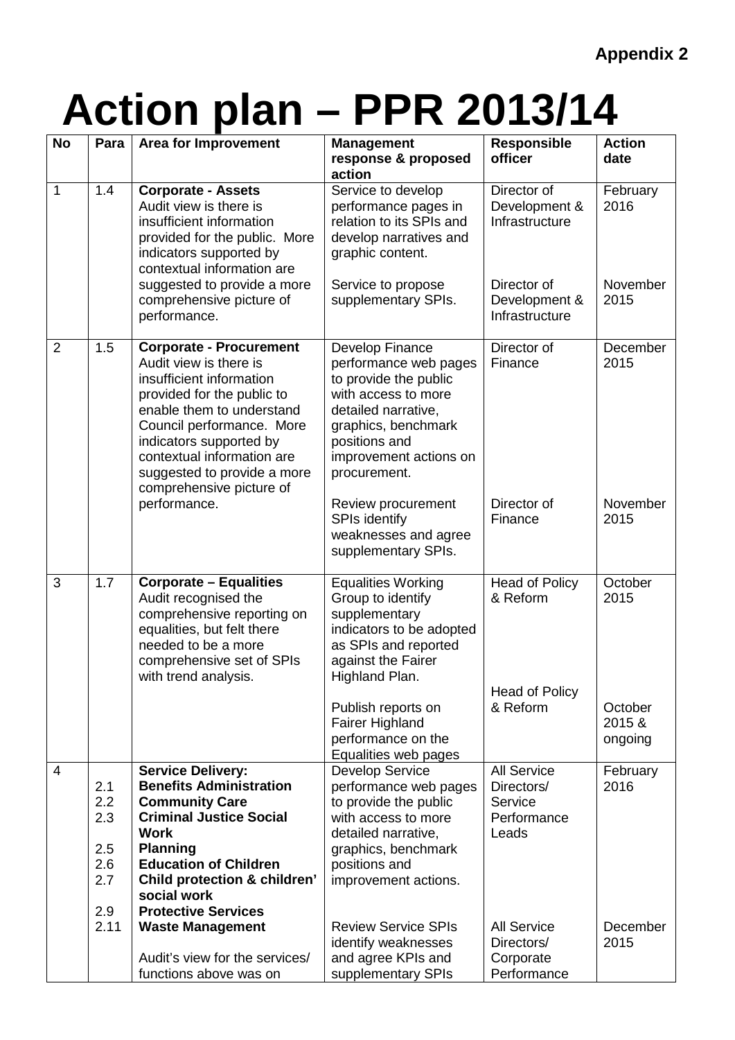Appendix 2

# Action plan – PPR 2013/14

| No | Para | Area for Improvement | Management response & proposed action | Responsible officer | Action date |
|---|---|---|---|---|---|
| 1 | 1.4 | **Corporate - Assets** Audit view is there is insufficient information provided for the public. More indicators supported by contextual information are suggested to provide a more comprehensive picture of performance. | Service to develop performance pages in relation to its SPIs and develop narratives and graphic content.<br><br>Service to propose supplementary SPIs. | Director of Development & Infrastructure<br><br>Director of Development & Infrastructure | February 2016<br><br>November 2015 |
| 2 | 1.5 | **Corporate - Procurement** Audit view is there is insufficient information provided for the public to enable them to understand Council performance. More indicators supported by contextual information are suggested to provide a more comprehensive picture of performance. | Develop Finance performance web pages to provide the public with access to more detailed narrative, graphics, benchmark positions and improvement actions on procurement.<br><br>Review procurement SPIs identify weaknesses and agree supplementary SPIs. | Director of Finance<br><br>Director of Finance | December 2015<br><br>November 2015 |
| 3 | 1.7 | **Corporate – Equalities** Audit recognised the comprehensive reporting on equalities, but felt there needed to be a more comprehensive set of SPIs with trend analysis. | Equalities Working Group to identify supplementary indicators to be adopted as SPIs and reported against the Fairer Highland Plan.<br><br>Publish reports on Fairer Highland performance on the Equalities web pages | Head of Policy & Reform<br><br>Head of Policy & Reform | October 2015<br><br>October 2015 & ongoing |
| 4 | 2.1<br>2.2<br>2.3<br><br>2.5<br>2.6<br>2.7<br><br>2.9<br>2.11 | **Service Delivery:**<br>**Benefits Administration**<br>**Community Care**<br>**Criminal Justice Social Work**<br>**Planning**<br>**Education of Children**<br>**Child protection & children' social work**<br>**Protective Services**<br>**Waste Management**<br><br>Audit's view for the services/ functions above was on | Develop Service performance web pages to provide the public with access to more detailed narrative, graphics, benchmark positions and improvement actions.<br><br>Review Service SPIs identify weaknesses and agree KPIs and supplementary SPIs | All Service Directors/ Service Performance Leads<br><br>All Service Directors/ Corporate Performance | February 2016<br><br>December 2015 |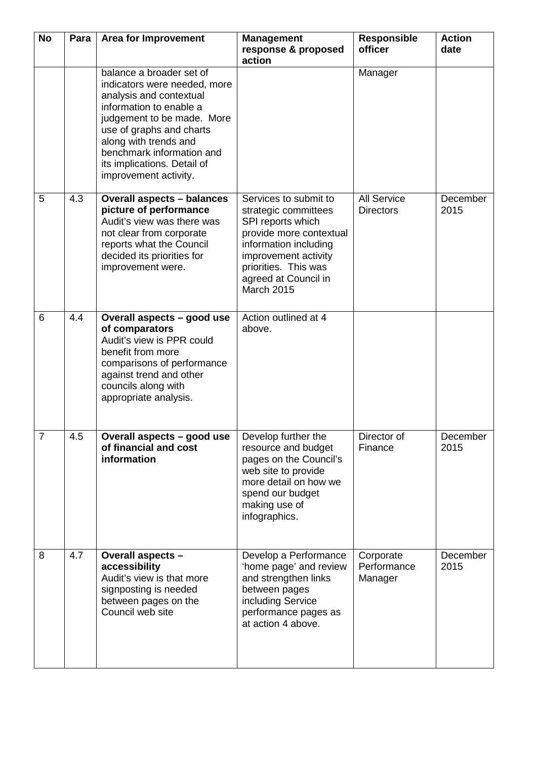| No | Para | Area for Improvement | Management response & proposed action | Responsible officer | Action date |
|---|---|---|---|---|---|
| | | balance a broader set of indicators were needed, more analysis and contextual information to enable a judgement to be made. More use of graphs and charts along with trends and benchmark information and its implications. Detail of improvement activity. | | Manager | |
| 5 | 4.3 | **Overall aspects – balances picture of performance** Audit's view was there was not clear from corporate reports what the Council decided its priorities for improvement were. | Services to submit to strategic committees SPI reports which provide more contextual information including improvement activity priorities. This was agreed at Council in March 2015 | All Service Directors | December 2015 |
| 6 | 4.4 | **Overall aspects – good use of comparators** Audit's view is PPR could benefit from more comparisons of performance against trend and other councils along with appropriate analysis. | Action outlined at 4 above. | | |
| 7 | 4.5 | **Overall aspects – good use of financial and cost information** | Develop further the resource and budget pages on the Council's web site to provide more detail on how we spend our budget making use of infographics. | Director of Finance | December 2015 |
| 8 | 4.7 | **Overall aspects – accessibility** Audit's view is that more signposting is needed between pages on the Council web site | Develop a Performance 'home page' and review and strengthen links between pages including Service performance pages as at action 4 above. | Corporate Performance Manager | December 2015 |